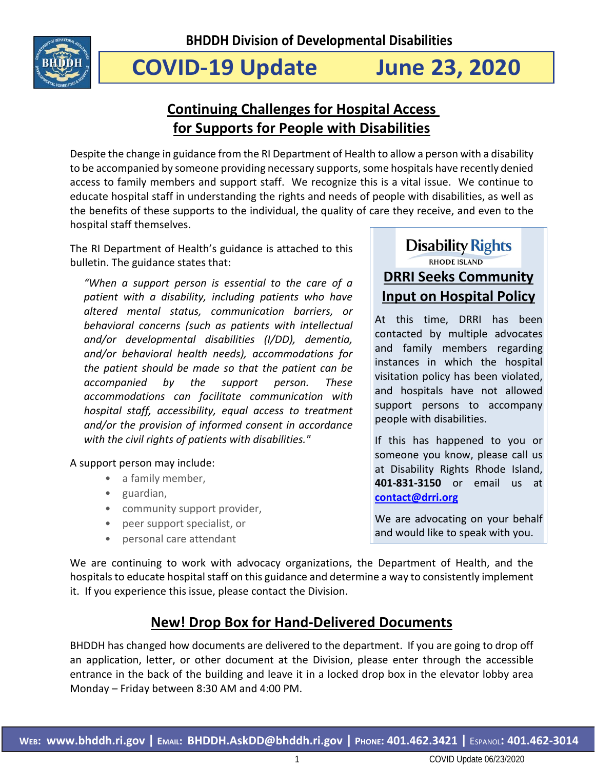BHDDH Division of Developmental Disabilities

# COVID-19 Update June 23, 2020

## Continuing Challenges for Hospital Access for Supports for People with Disabilities

Despite the change in guidance from the RI Department of Health to allow a person with a disability to be accompanied by someone providing necessary supports, some hospitals have recently denied access to family members and support staff. We recognize this is a vital issue. We continue to educate hospital staff in understanding the rights and needs of people with disabilities, as well as the benefits of these supports to the individual, the quality of care they receive, and even to the hospital staff themselves.

The RI Department of Health's guidance is attached to this bulletin. The guidance states that:

> *"When a support person is essential to the care of a patient with a disability, including patients who have altered mental status, communication barriers, or behavioral concerns (such as patients with intellectual and/or developmental disabilities (I/DD), dementia, and/or behavioral health needs), accommodations for the patient should be made so that the patient can be accompanied by the support person. These accommodations can facilitate communication with hospital staff, accessibility, equal access to treatment and/or the provision of informed consent in accordance with the civil rights of patients with disabilities."*

A support person may include:

- a family member,
- guardian,
- community support provider,
- peer support specialist, or
- personal care attendant

We are continuing to work with advocacy organizations, the Department of Health, and the hospitals to educate hospital staff on this guidance and determine a way to consistently implement it. If you experience this issue, please contact the Division.

### Disability Rights Rhode Island

### DRRI Seeks Community Input on Hospital Policy

At this time, DRRI has been contacted by multiple advocates and family members regarding instances in which the hospital visitation policy has been violated, and hospitals have not allowed support persons to accompany people with disabilities.

If this has happened to you or someone you know, please call us at Disability Rights Rhode Island, **401-831-3150** or email us at **contact@drri.org**

We are advocating on your behalf and would like to speak with you.

## New! Drop Box for Hand-Delivered Documents

BHDDH has changed how documents are delivered to the department. If you are going to drop off an application, letter, or other document at the Division, please enter through the accessible entrance in the back of the building and leave it in a locked drop box in the elevator lobby area Monday – Friday between 8:30 AM and 4:00 PM.

**Web: www.bhddh.ri.gov | Email: BHDDH.AskDD@bhddh.ri.gov | Phone: 401.462.3421 | Espanol: 401.462-3014**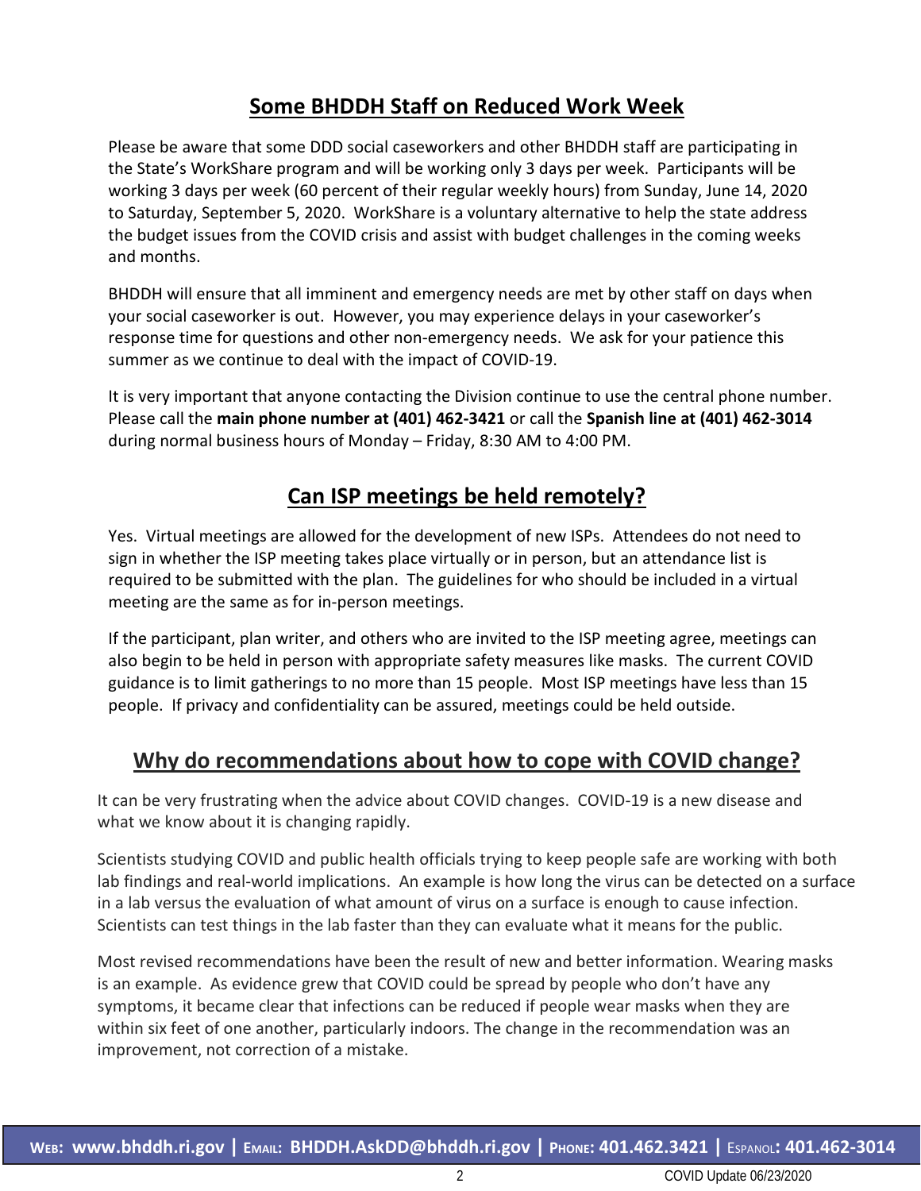## Some BHDDH Staff on Reduced Work Week

Please be aware that some DDD social caseworkers and other BHDDH staff are participating in the State's WorkShare program and will be working only 3 days per week. Participants will be working 3 days per week (60 percent of their regular weekly hours) from Sunday, June 14, 2020 to Saturday, September 5, 2020. WorkShare is a voluntary alternative to help the state address the budget issues from the COVID crisis and assist with budget challenges in the coming weeks and months.

BHDDH will ensure that all imminent and emergency needs are met by other staff on days when your social caseworker is out. However, you may experience delays in your caseworker's response time for questions and other non-emergency needs. We ask for your patience this summer as we continue to deal with the impact of COVID-19.

It is very important that anyone contacting the Division continue to use the central phone number. Please call the **main phone number at (401) 462-3421** or call the **Spanish line at (401) 462-3014** during normal business hours of Monday – Friday, 8:30 AM to 4:00 PM.

## Can ISP meetings be held remotely?

Yes. Virtual meetings are allowed for the development of new ISPs. Attendees do not need to sign in whether the ISP meeting takes place virtually or in person, but an attendance list is required to be submitted with the plan. The guidelines for who should be included in a virtual meeting are the same as for in-person meetings.

If the participant, plan writer, and others who are invited to the ISP meeting agree, meetings can also begin to be held in person with appropriate safety measures like masks. The current COVID guidance is to limit gatherings to no more than 15 people. Most ISP meetings have less than 15 people. If privacy and confidentiality can be assured, meetings could be held outside.

## Why do recommendations about how to cope with COVID change?

It can be very frustrating when the advice about COVID changes. COVID-19 is a new disease and what we know about it is changing rapidly.

Scientists studying COVID and public health officials trying to keep people safe are working with both lab findings and real-world implications. An example is how long the virus can be detected on a surface in a lab versus the evaluation of what amount of virus on a surface is enough to cause infection. Scientists can test things in the lab faster than they can evaluate what it means for the public.

Most revised recommendations have been the result of new and better information. Wearing masks is an example. As evidence grew that COVID could be spread by people who don't have any symptoms, it became clear that infections can be reduced if people wear masks when they are within six feet of one another, particularly indoors. The change in the recommendation was an improvement, not correction of a mistake.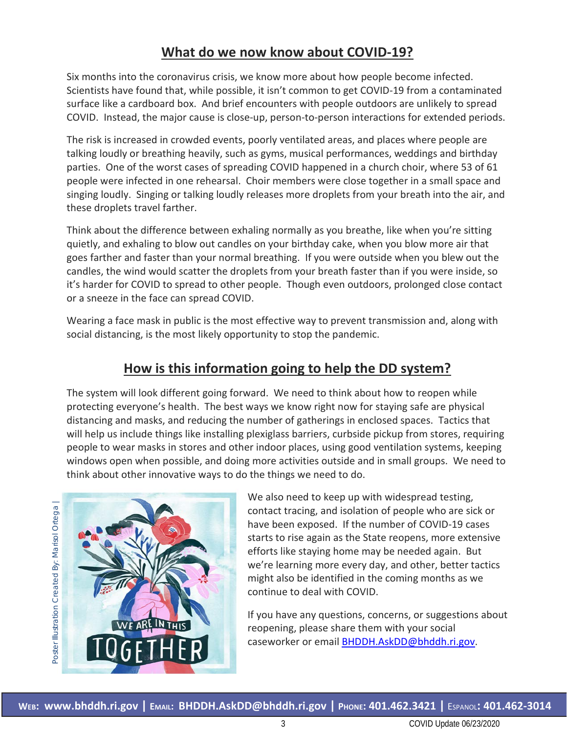## What do we now know about COVID-19?

Six months into the coronavirus crisis, we know more about how people become infected. Scientists have found that, while possible, it isn't common to get COVID-19 from a contaminated surface like a cardboard box. And brief encounters with people outdoors are unlikely to spread COVID. Instead, the major cause is close-up, person-to-person interactions for extended periods.

The risk is increased in crowded events, poorly ventilated areas, and places where people are talking loudly or breathing heavily, such as gyms, musical performances, weddings and birthday parties. One of the worst cases of spreading COVID happened in a church choir, where 53 of 61 people were infected in one rehearsal. Choir members were close together in a small space and singing loudly. Singing or talking loudly releases more droplets from your breath into the air, and these droplets travel farther.

Think about the difference between exhaling normally as you breathe, like when you're sitting quietly, and exhaling to blow out candles on your birthday cake, when you blow more air that goes farther and faster than your normal breathing. If you were outside when you blew out the candles, the wind would scatter the droplets from your breath faster than if you were inside, so it's harder for COVID to spread to other people. Though even outdoors, prolonged close contact or a sneeze in the face can spread COVID.

Wearing a face mask in public is the most effective way to prevent transmission and, along with social distancing, is the most likely opportunity to stop the pandemic.

## How is this information going to help the DD system?

The system will look different going forward. We need to think about how to reopen while protecting everyone's health. The best ways we know right now for staying safe are physical distancing and masks, and reducing the number of gatherings in enclosed spaces. Tactics that will help us include things like installing plexiglass barriers, curbside pickup from stores, requiring people to wear masks in stores and other indoor places, using good ventilation systems, keeping windows open when possible, and doing more activities outside and in small groups. We need to think about other innovative ways to do the things we need to do.

Poster Illustration Created By: Marisol Ortega |

We also need to keep up with widespread testing, contact tracing, and isolation of people who are sick or have been exposed. If the number of COVID-19 cases starts to rise again as the State reopens, more extensive efforts like staying home may be needed again. But we're learning more every day, and other, better tactics might also be identified in the coming months as we continue to deal with COVID.

If you have any questions, concerns, or suggestions about reopening, please share them with your social caseworker or email BHDDH.AskDD@bhddh.ri.gov.

**Web: www.bhddh.ri.gov | Email: BHDDH.AskDD@bhddh.ri.gov | Phone: 401.462.3421 | Espanol: 401.462-3014**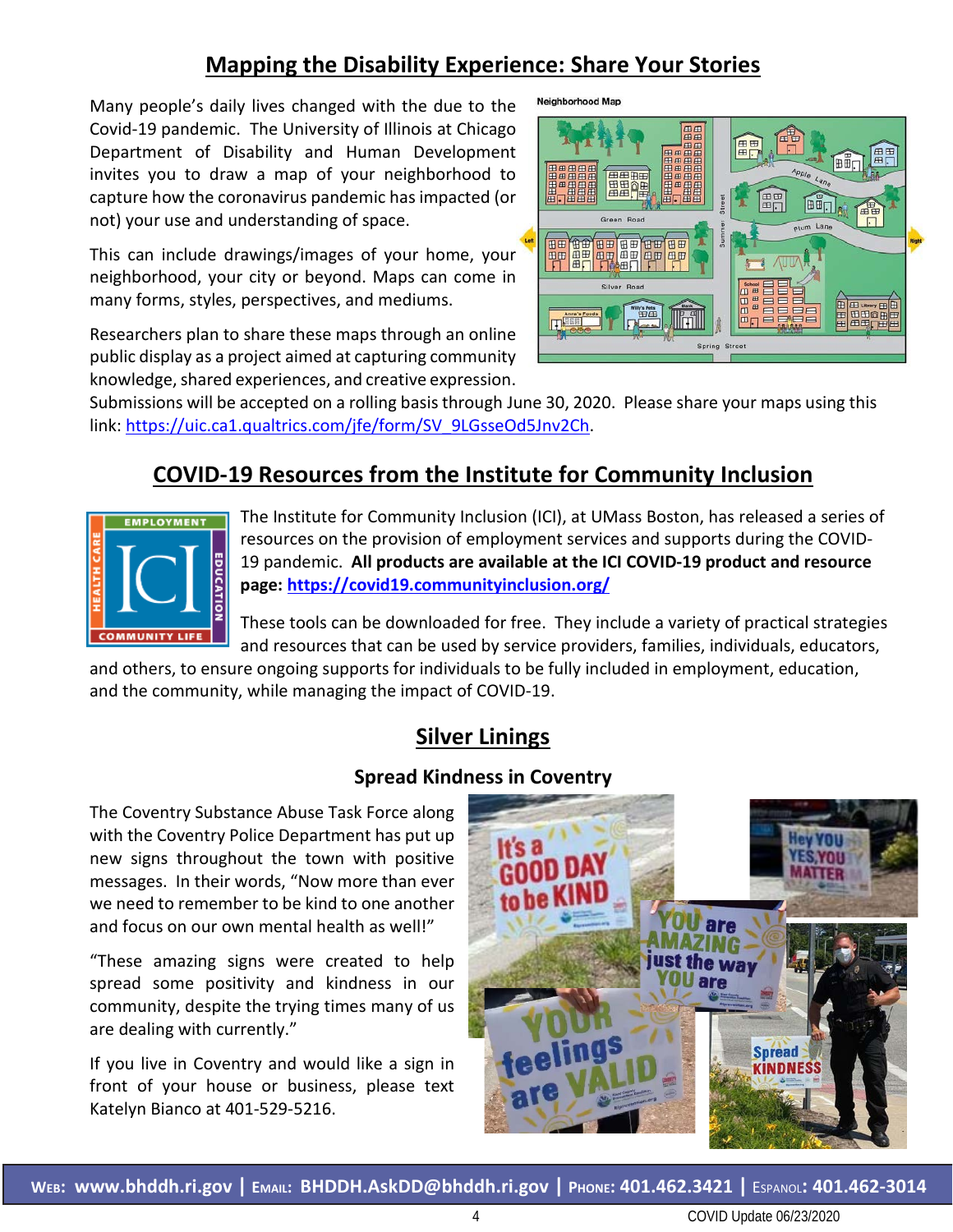## Mapping the Disability Experience: Share Your Stories

Many people's daily lives changed with the due to the Covid-19 pandemic. The University of Illinois at Chicago Department of Disability and Human Development invites you to draw a map of your neighborhood to capture how the coronavirus pandemic has impacted (or not) your use and understanding of space.

This can include drawings/images of your home, your neighborhood, your city or beyond. Maps can come in many forms, styles, perspectives, and mediums.

Researchers plan to share these maps through an online public display as a project aimed at capturing community knowledge, shared experiences, and creative expression. Submissions will be accepted on a rolling basis through June 30, 2020. Please share your maps using this link: https://uic.ca1.qualtrics.com/jfe/form/SV_9LGsseOd5Jnv2Ch.

## COVID-19 Resources from the Institute for Community Inclusion

The Institute for Community Inclusion (ICI), at UMass Boston, has released a series of resources on the provision of employment services and supports during the COVID-19 pandemic. **All products are available at the ICI COVID-19 product and resource page: https://covid19.communityinclusion.org/**

These tools can be downloaded for free. They include a variety of practical strategies and resources that can be used by service providers, families, individuals, educators, and others, to ensure ongoing supports for individuals to be fully included in employment, education, and the community, while managing the impact of COVID-19.

## Silver Linings

### Spread Kindness in Coventry

The Coventry Substance Abuse Task Force along with the Coventry Police Department has put up new signs throughout the town with positive messages. In their words, "Now more than ever we need to remember to be kind to one another and focus on our own mental health as well!"

"These amazing signs were created to help spread some positivity and kindness in our community, despite the trying times many of us are dealing with currently."

If you live in Coventry and would like a sign in front of your house or business, please text Katelyn Bianco at 401-529-5216.

**Web: www.bhddh.ri.gov | Email: BHDDH.AskDD@bhddh.ri.gov | Phone: 401.462.3421 | Espanol: 401.462-3014**

COVID Update 06/23/2020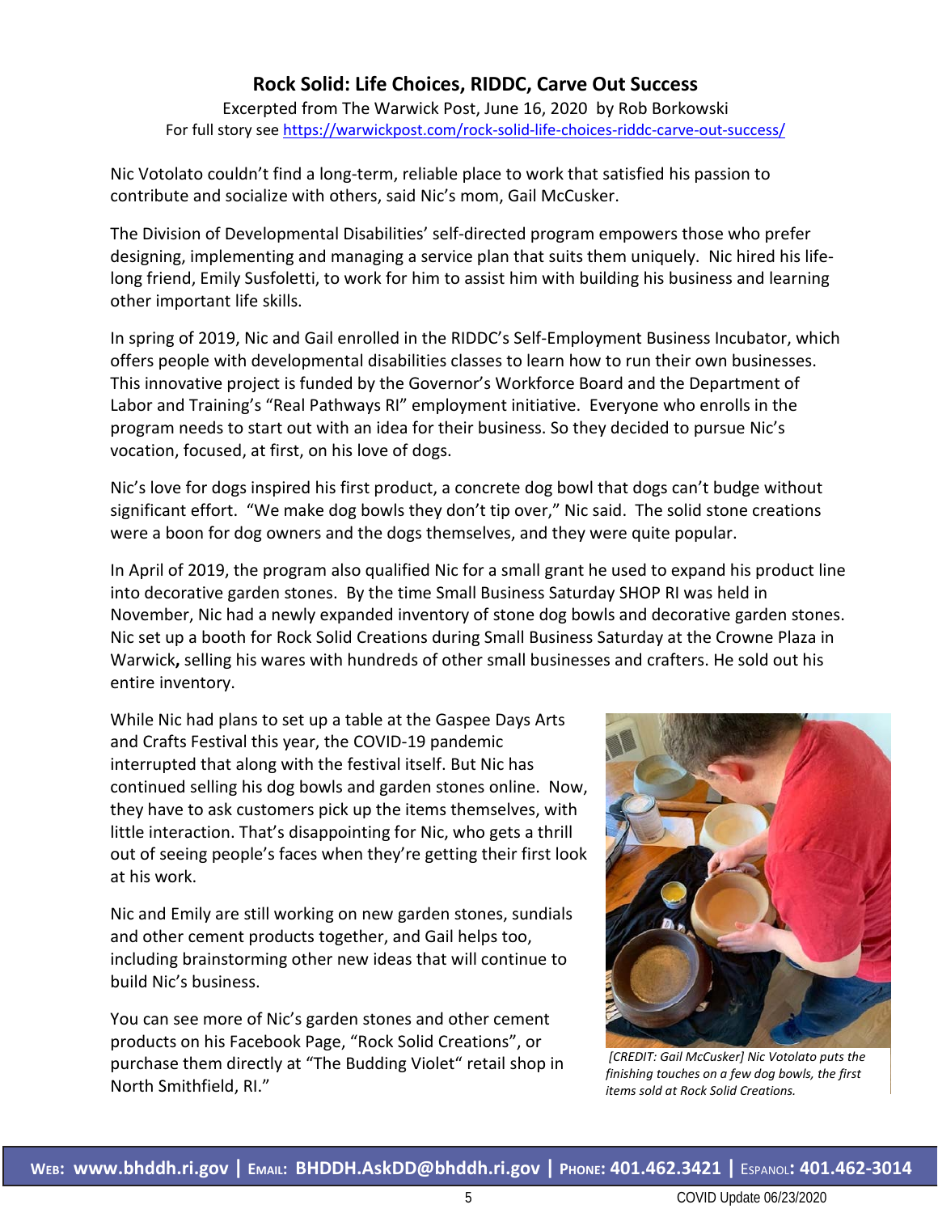## Rock Solid: Life Choices, RIDDC, Carve Out Success

Excerpted from The Warwick Post, June 16, 2020 by Rob Borkowski
For full story see https://warwickpost.com/rock-solid-life-choices-riddc-carve-out-success/

Nic Votolato couldn't find a long-term, reliable place to work that satisfied his passion to contribute and socialize with others, said Nic's mom, Gail McCusker.

The Division of Developmental Disabilities' self-directed program empowers those who prefer designing, implementing and managing a service plan that suits them uniquely. Nic hired his life-long friend, Emily Susfoletti, to work for him to assist him with building his business and learning other important life skills.

In spring of 2019, Nic and Gail enrolled in the RIDDC's Self-Employment Business Incubator, which offers people with developmental disabilities classes to learn how to run their own businesses. This innovative project is funded by the Governor's Workforce Board and the Department of Labor and Training's "Real Pathways RI" employment initiative. Everyone who enrolls in the program needs to start out with an idea for their business. So they decided to pursue Nic's vocation, focused, at first, on his love of dogs.

Nic's love for dogs inspired his first product, a concrete dog bowl that dogs can't budge without significant effort. "We make dog bowls they don't tip over," Nic said. The solid stone creations were a boon for dog owners and the dogs themselves, and they were quite popular.

In April of 2019, the program also qualified Nic for a small grant he used to expand his product line into decorative garden stones. By the time Small Business Saturday SHOP RI was held in November, Nic had a newly expanded inventory of stone dog bowls and decorative garden stones. Nic set up a booth for Rock Solid Creations during Small Business Saturday at the Crowne Plaza in Warwick**,** selling his wares with hundreds of other small businesses and crafters. He sold out his entire inventory.

While Nic had plans to set up a table at the Gaspee Days Arts and Crafts Festival this year, the COVID-19 pandemic interrupted that along with the festival itself. But Nic has continued selling his dog bowls and garden stones online. Now, they have to ask customers pick up the items themselves, with little interaction. That's disappointing for Nic, who gets a thrill out of seeing people's faces when they're getting their first look at his work.

Nic and Emily are still working on new garden stones, sundials and other cement products together, and Gail helps too, including brainstorming other new ideas that will continue to build Nic's business.

You can see more of Nic's garden stones and other cement products on his Facebook Page, "Rock Solid Creations", or purchase them directly at "The Budding Violet" retail shop in North Smithfield, RI."

*[CREDIT: Gail McCusker] Nic Votolato puts the finishing touches on a few dog bowls, the first items sold at Rock Solid Creations.*

**Web: www.bhddh.ri.gov | Email: BHDDH.AskDD@bhddh.ri.gov | Phone: 401.462.3421 | Espanol: 401.462-3014**

COVID Update 06/23/2020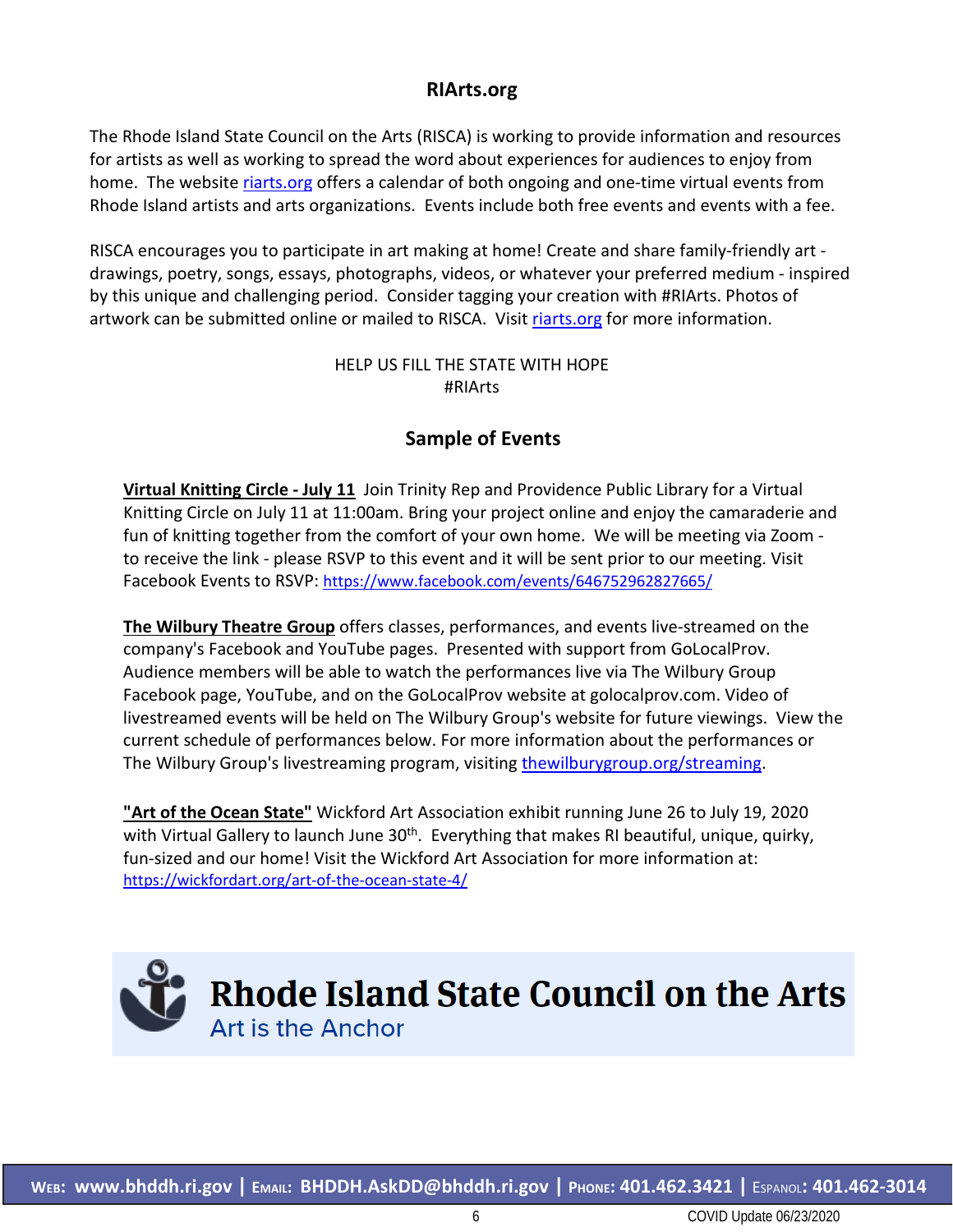## RIArts.org

The Rhode Island State Council on the Arts (RISCA) is working to provide information and resources for artists as well as working to spread the word about experiences for audiences to enjoy from home. The website riarts.org offers a calendar of both ongoing and one-time virtual events from Rhode Island artists and arts organizations. Events include both free events and events with a fee.

RISCA encourages you to participate in art making at home! Create and share family-friendly art - drawings, poetry, songs, essays, photographs, videos, or whatever your preferred medium - inspired by this unique and challenging period. Consider tagging your creation with #RIArts. Photos of artwork can be submitted online or mailed to RISCA. Visit riarts.org for more information.

HELP US FILL THE STATE WITH HOPE
#RIArts

## Sample of Events

**Virtual Knitting Circle - July 11** Join Trinity Rep and Providence Public Library for a Virtual Knitting Circle on July 11 at 11:00am. Bring your project online and enjoy the camaraderie and fun of knitting together from the comfort of your own home. We will be meeting via Zoom - to receive the link - please RSVP to this event and it will be sent prior to our meeting. Visit Facebook Events to RSVP: https://www.facebook.com/events/646752962827665/

**The Wilbury Theatre Group** offers classes, performances, and events live-streamed on the company's Facebook and YouTube pages. Presented with support from GoLocalProv. Audience members will be able to watch the performances live via The Wilbury Group Facebook page, YouTube, and on the GoLocalProv website at golocalprov.com. Video of livestreamed events will be held on The Wilbury Group's website for future viewings. View the current schedule of performances below. For more information about the performances or The Wilbury Group's livestreaming program, visiting thewilburygroup.org/streaming.

**"Art of the Ocean State"** Wickford Art Association exhibit running June 26 to July 19, 2020 with Virtual Gallery to launch June 30th. Everything that makes RI beautiful, unique, quirky, fun-sized and our home! Visit the Wickford Art Association for more information at: https://wickfordart.org/art-of-the-ocean-state-4/

**Rhode Island State Council on the Arts**
Art is the Anchor

WEB: www.bhddh.ri.gov | EMAIL: BHDDH.AskDD@bhddh.ri.gov | PHONE: 401.462.3421 | ESPANOL: 401.462-3014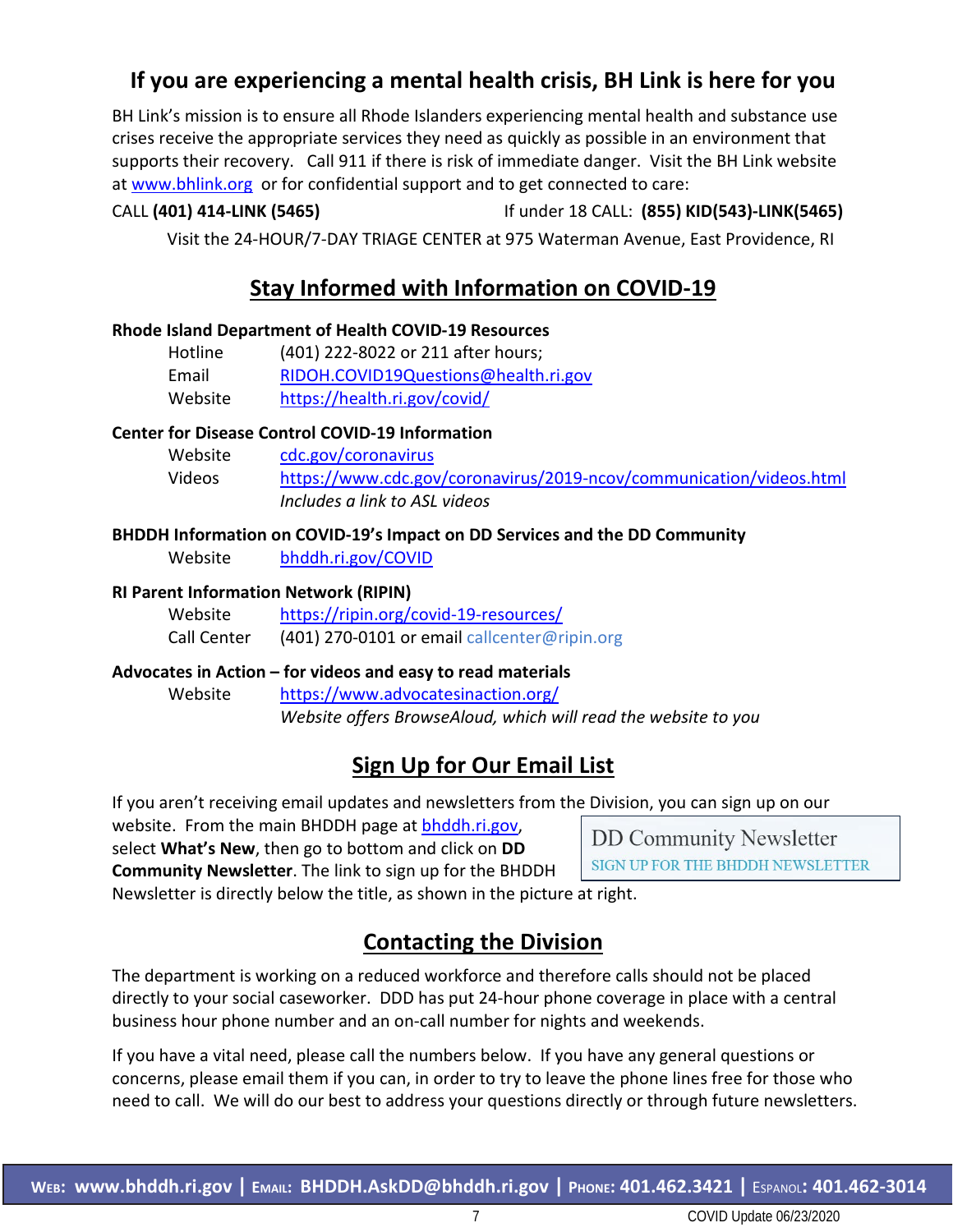## If you are experiencing a mental health crisis, BH Link is here for you

BH Link's mission is to ensure all Rhode Islanders experiencing mental health and substance use crises receive the appropriate services they need as quickly as possible in an environment that supports their recovery. Call 911 if there is risk of immediate danger. Visit the BH Link website at www.bhlink.org or for confidential support and to get connected to care:

CALL **(401) 414-LINK (5465)** If under 18 CALL: **(855) KID(543)-LINK(5465)**

Visit the 24-HOUR/7-DAY TRIAGE CENTER at 975 Waterman Avenue, East Providence, RI

## Stay Informed with Information on COVID-19

**Rhode Island Department of Health COVID-19 Resources**

| | |
|---|---|
| Hotline | (401) 222-8022 or 211 after hours; |
| Email | RIDOH.COVID19Questions@health.ri.gov |
| Website | https://health.ri.gov/covid/ |

**Center for Disease Control COVID-19 Information**

| | |
|---|---|
| Website | cdc.gov/coronavirus |
| Videos | https://www.cdc.gov/coronavirus/2019-ncov/communication/videos.html *Includes a link to ASL videos* |

**BHDDH Information on COVID-19's Impact on DD Services and the DD Community**

| | |
|---|---|
| Website | bhddh.ri.gov/COVID |

**RI Parent Information Network (RIPIN)**

| | |
|---|---|
| Website | https://ripin.org/covid-19-resources/ |
| Call Center | (401) 270-0101 or email callcenter@ripin.org |

**Advocates in Action – for videos and easy to read materials**

| | |
|---|---|
| Website | https://www.advocatesinaction.org/ *Website offers BrowseAloud, which will read the website to you* |

## Sign Up for Our Email List

If you aren't receiving email updates and newsletters from the Division, you can sign up on our website. From the main BHDDH page at bhddh.ri.gov, select **What's New**, then go to bottom and click on **DD Community Newsletter**. The link to sign up for the BHDDH Newsletter is directly below the title, as shown in the picture at right.

DD Community Newsletter
SIGN UP FOR THE BHDDH NEWSLETTER

## Contacting the Division

The department is working on a reduced workforce and therefore calls should not be placed directly to your social caseworker. DDD has put 24-hour phone coverage in place with a central business hour phone number and an on-call number for nights and weekends.

If you have a vital need, please call the numbers below. If you have any general questions or concerns, please email them if you can, in order to try to leave the phone lines free for those who need to call. We will do our best to address your questions directly or through future newsletters.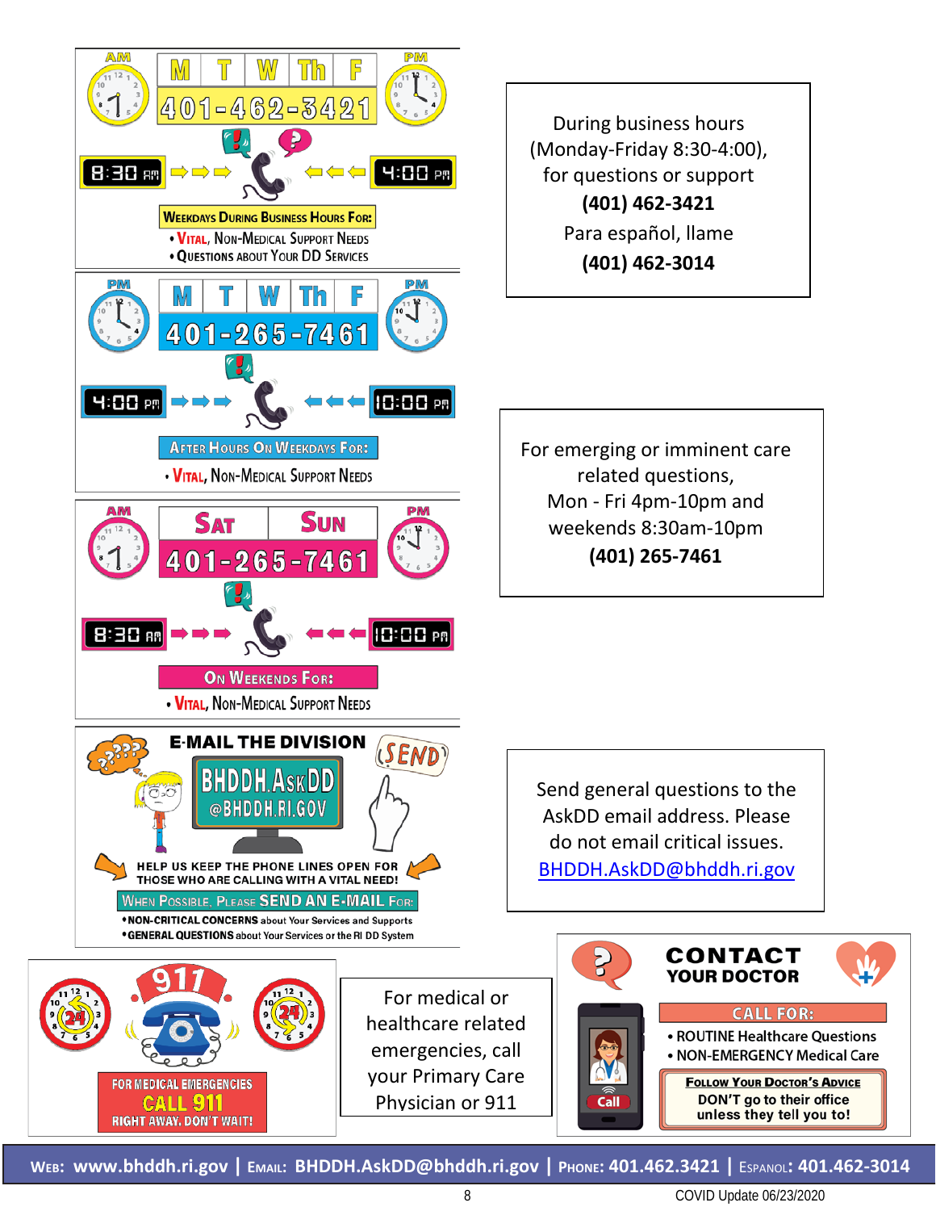M | T | W | Th | F

401-462-3421

8:30 AM → 4:00 PM

**Weekdays During Business Hours For:**
- Vital, Non-Medical Support Needs
- Questions About Your DD Services

During business hours (Monday-Friday 8:30-4:00), for questions or support

**(401) 462-3421**

Para español, llame

**(401) 462-3014**

M | T | W | Th | F

401-265-7461

4:00 PM → 10:00 PM

**After Hours On Weekdays For:**
- Vital, Non-Medical Support Needs

For emerging or imminent care related questions, Mon - Fri 4pm-10pm and weekends 8:30am-10pm

**(401) 265-7461**

Sat | Sun

401-265-7461

8:30 AM → 10:00 PM

**On Weekends For:**
- Vital, Non-Medical Support Needs

**E-MAIL THE DIVISION**

BHDDH.AskDD@BHDDH.RI.GOV

SEND

HELP US KEEP THE PHONE LINES OPEN FOR THOSE WHO ARE CALLING WITH A VITAL NEED!

**When Possible, Please SEND AN E-MAIL For:**
- **NON-CRITICAL CONCERNS** about Your Services and Supports
- **GENERAL QUESTIONS** about Your Services or the RI DD System

Send general questions to the AskDD email address. Please do not email critical issues.
BHDDH.AskDD@bhddh.ri.gov

911

FOR MEDICAL EMERGENCIES
**CALL 911**
RIGHT AWAY. DON'T WAIT!

For medical or healthcare related emergencies, call your Primary Care Physician or 911

**CONTACT YOUR DOCTOR**

Call

**CALL FOR:**
- ROUTINE Healthcare Questions
- NON-EMERGENCY Medical Care

**Follow Your Doctor's Advice**
DON'T go to their office unless they tell you to!

Web: www.bhddh.ri.gov | Email: BHDDH.AskDD@bhddh.ri.gov | Phone: 401.462.3421 | Espanol: 401.462-3014

COVID Update 06/23/2020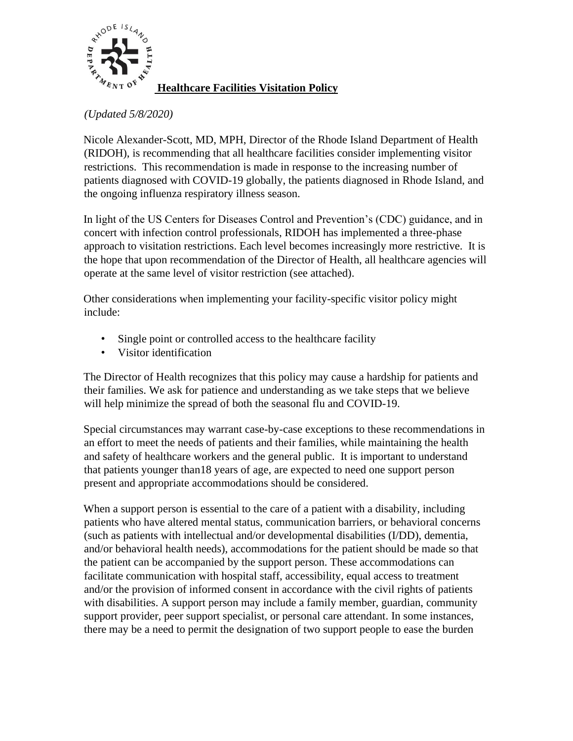# Healthcare Facilities Visitation Policy

*(Updated 5/8/2020)*

Nicole Alexander-Scott, MD, MPH, Director of the Rhode Island Department of Health (RIDOH), is recommending that all healthcare facilities consider implementing visitor restrictions. This recommendation is made in response to the increasing number of patients diagnosed with COVID-19 globally, the patients diagnosed in Rhode Island, and the ongoing influenza respiratory illness season.

In light of the US Centers for Diseases Control and Prevention's (CDC) guidance, and in concert with infection control professionals, RIDOH has implemented a three-phase approach to visitation restrictions. Each level becomes increasingly more restrictive. It is the hope that upon recommendation of the Director of Health, all healthcare agencies will operate at the same level of visitor restriction (see attached).

Other considerations when implementing your facility-specific visitor policy might include:

- Single point or controlled access to the healthcare facility
- Visitor identification

The Director of Health recognizes that this policy may cause a hardship for patients and their families. We ask for patience and understanding as we take steps that we believe will help minimize the spread of both the seasonal flu and COVID-19.

Special circumstances may warrant case-by-case exceptions to these recommendations in an effort to meet the needs of patients and their families, while maintaining the health and safety of healthcare workers and the general public. It is important to understand that patients younger than18 years of age, are expected to need one support person present and appropriate accommodations should be considered.

When a support person is essential to the care of a patient with a disability, including patients who have altered mental status, communication barriers, or behavioral concerns (such as patients with intellectual and/or developmental disabilities (I/DD), dementia, and/or behavioral health needs), accommodations for the patient should be made so that the patient can be accompanied by the support person. These accommodations can facilitate communication with hospital staff, accessibility, equal access to treatment and/or the provision of informed consent in accordance with the civil rights of patients with disabilities. A support person may include a family member, guardian, community support provider, peer support specialist, or personal care attendant. In some instances, there may be a need to permit the designation of two support people to ease the burden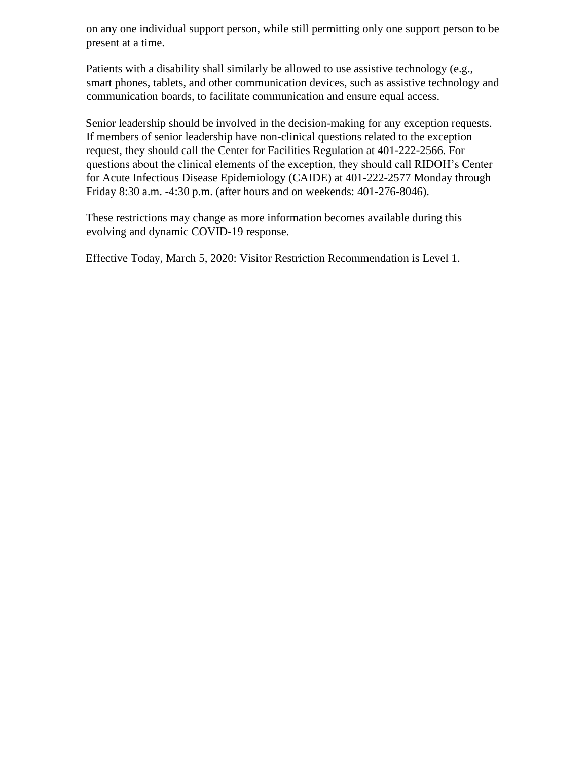on any one individual support person, while still permitting only one support person to be present at a time.

Patients with a disability shall similarly be allowed to use assistive technology (e.g., smart phones, tablets, and other communication devices, such as assistive technology and communication boards, to facilitate communication and ensure equal access.

Senior leadership should be involved in the decision-making for any exception requests. If members of senior leadership have non-clinical questions related to the exception request, they should call the Center for Facilities Regulation at 401-222-2566. For questions about the clinical elements of the exception, they should call RIDOH's Center for Acute Infectious Disease Epidemiology (CAIDE) at 401-222-2577 Monday through Friday 8:30 a.m. -4:30 p.m. (after hours and on weekends: 401-276-8046).

These restrictions may change as more information becomes available during this evolving and dynamic COVID-19 response.

Effective Today, March 5, 2020: Visitor Restriction Recommendation is Level 1.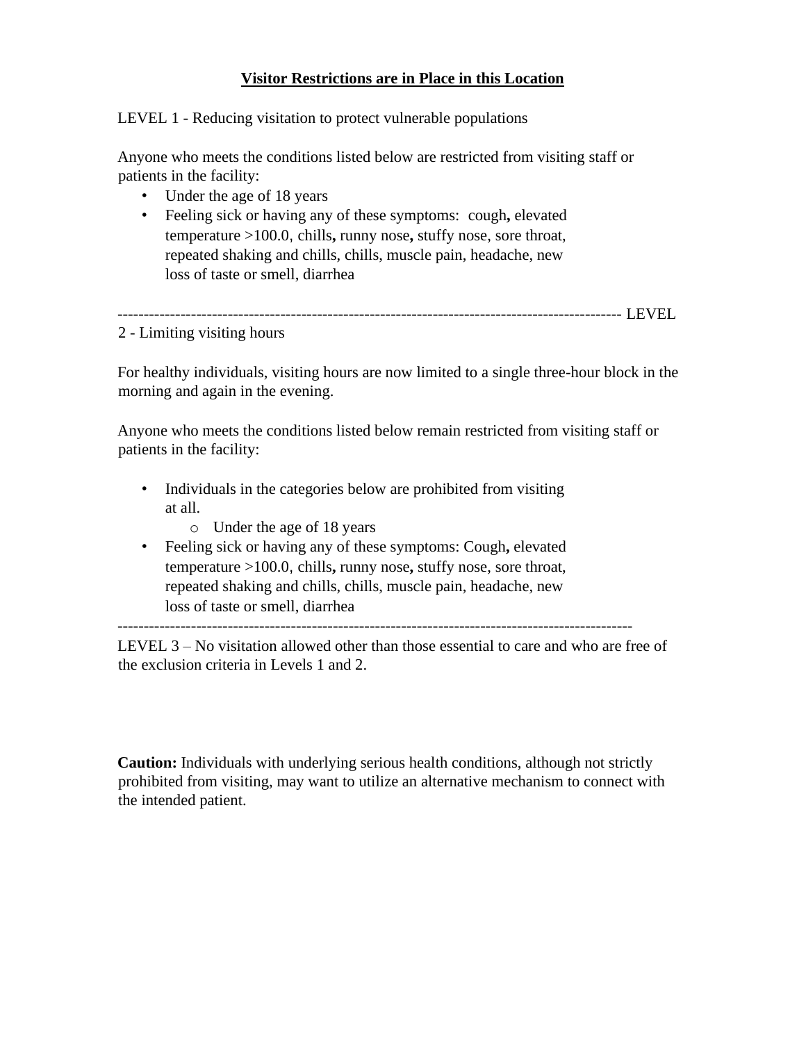**<u>Visitor Restrictions are in Place in this Location</u>**

LEVEL 1 - Reducing visitation to protect vulnerable populations

Anyone who meets the conditions listed below are restricted from visiting staff or patients in the facility:

- Under the age of 18 years
- Feeling sick or having any of these symptoms: cough**,** elevated temperature >100.0, chills**,** runny nose**,** stuffy nose, sore throat, repeated shaking and chills, chills, muscle pain, headache, new loss of taste or smell, diarrhea

---

LEVEL 2 - Limiting visiting hours

For healthy individuals, visiting hours are now limited to a single three-hour block in the morning and again in the evening.

Anyone who meets the conditions listed below remain restricted from visiting staff or patients in the facility:

- Individuals in the categories below are prohibited from visiting at all.
  - Under the age of 18 years
- Feeling sick or having any of these symptoms: Cough**,** elevated temperature >100.0, chills**,** runny nose**,** stuffy nose, sore throat, repeated shaking and chills, chills, muscle pain, headache, new loss of taste or smell, diarrhea

---

LEVEL 3 – No visitation allowed other than those essential to care and who are free of the exclusion criteria in Levels 1 and 2.

**Caution:** Individuals with underlying serious health conditions, although not strictly prohibited from visiting, may want to utilize an alternative mechanism to connect with the intended patient.